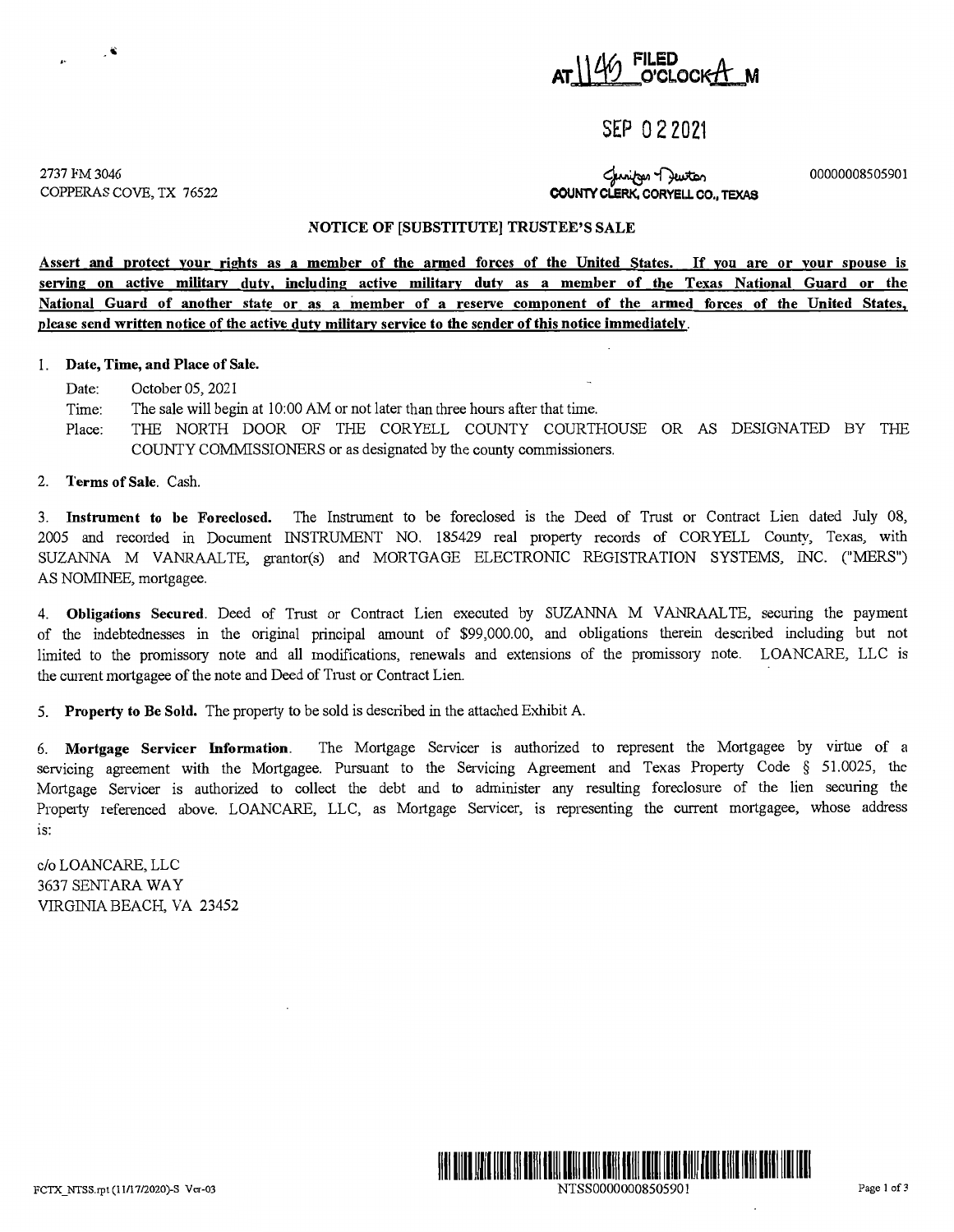AT 1140 FILED O'CLOCK A M

SEP 02 2021

2737 FM 3046
COPPERAS COVE, TX 76522

Jennifer Newton
**COUNTY CLERK, CORYELL CO., TEXAS**

00000008505901

### NOTICE OF [SUBSTITUTE] TRUSTEE'S SALE

**Assert and protect your rights as a member of the armed forces of the United States. If you are or your spouse is serving on active military duty, including active military duty as a member of the Texas National Guard or the National Guard of another state or as a member of a reserve component of the armed forces of the United States, please send written notice of the active duty military service to the sender of this notice immediately.**

1. **Date, Time, and Place of Sale.**

   Date: October 05, 2021

   Time: The sale will begin at 10:00 AM or not later than three hours after that time.

   Place: THE NORTH DOOR OF THE CORYELL COUNTY COURTHOUSE OR AS DESIGNATED BY THE COUNTY COMMISSIONERS or as designated by the county commissioners.

2. **Terms of Sale.** Cash.

3. **Instrument to be Foreclosed.** The Instrument to be foreclosed is the Deed of Trust or Contract Lien dated July 08, 2005 and recorded in Document INSTRUMENT NO. 185429 real property records of CORYELL County, Texas, with SUZANNA M VANRAALTE, grantor(s) and MORTGAGE ELECTRONIC REGISTRATION SYSTEMS, INC. ("MERS") AS NOMINEE, mortgagee.

4. **Obligations Secured.** Deed of Trust or Contract Lien executed by SUZANNA M VANRAALTE, securing the payment of the indebtednesses in the original principal amount of $99,000.00, and obligations therein described including but not limited to the promissory note and all modifications, renewals and extensions of the promissory note. LOANCARE, LLC is the current mortgagee of the note and Deed of Trust or Contract Lien.

5. **Property to Be Sold.** The property to be sold is described in the attached Exhibit A.

6. **Mortgage Servicer Information.** The Mortgage Servicer is authorized to represent the Mortgagee by virtue of a servicing agreement with the Mortgagee. Pursuant to the Servicing Agreement and Texas Property Code § 51.0025, the Mortgage Servicer is authorized to collect the debt and to administer any resulting foreclosure of the lien securing the Property referenced above. LOANCARE, LLC, as Mortgage Servicer, is representing the current mortgagee, whose address is:

c/o LOANCARE, LLC
3637 SENTARA WAY
VIRGINIA BEACH, VA 23452

FCTX_NTSS.rpt (11/17/2020)-S Ver-03

NTSS00000008505901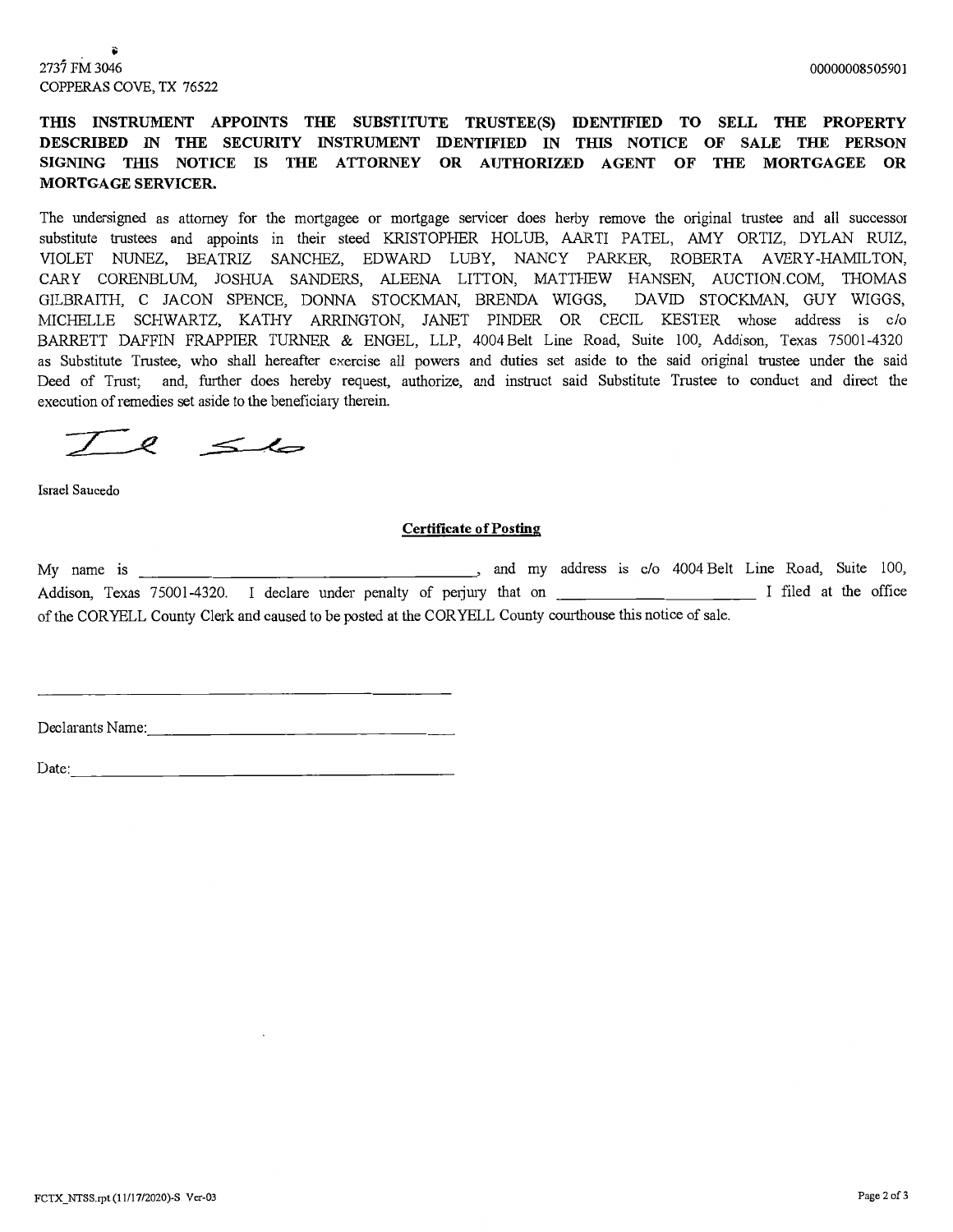2737 FM 3046
COPPERAS COVE, TX 76522

00000008505901

**THIS INSTRUMENT APPOINTS THE SUBSTITUTE TRUSTEE(S) IDENTIFIED TO SELL THE PROPERTY DESCRIBED IN THE SECURITY INSTRUMENT IDENTIFIED IN THIS NOTICE OF SALE THE PERSON SIGNING THIS NOTICE IS THE ATTORNEY OR AUTHORIZED AGENT OF THE MORTGAGEE OR MORTGAGE SERVICER.**

The undersigned as attorney for the mortgagee or mortgage servicer does herby remove the original trustee and all successor substitute trustees and appoints in their steed KRISTOPHER HOLUB, AARTI PATEL, AMY ORTIZ, DYLAN RUIZ, VIOLET NUNEZ, BEATRIZ SANCHEZ, EDWARD LUBY, NANCY PARKER, ROBERTA AVERY-HAMILTON, CARY CORENBLUM, JOSHUA SANDERS, ALEENA LITTON, MATTHEW HANSEN, AUCTION.COM, THOMAS GILBRAITH, C JACON SPENCE, DONNA STOCKMAN, BRENDA WIGGS, DAVID STOCKMAN, GUY WIGGS, MICHELLE SCHWARTZ, KATHY ARRINGTON, JANET PINDER OR CECIL KESTER whose address is c/o BARRETT DAFFIN FRAPPIER TURNER & ENGEL, LLP, 4004 Belt Line Road, Suite 100, Addison, Texas 75001-4320 as Substitute Trustee, who shall hereafter exercise all powers and duties set aside to the said original trustee under the said Deed of Trust; and, further does hereby request, authorize, and instruct said Substitute Trustee to conduct and direct the execution of remedies set aside to the beneficiary therein.

Israel Saucedo

**Certificate of Posting**

My name is ______________________________, and my address is c/o 4004 Belt Line Road, Suite 100, Addison, Texas 75001-4320. I declare under penalty of perjury that on ______________________ I filed at the office of the CORYELL County Clerk and caused to be posted at the CORYELL County courthouse this notice of sale.

______________________________

Declarants Name: ______________________________

Date: ______________________________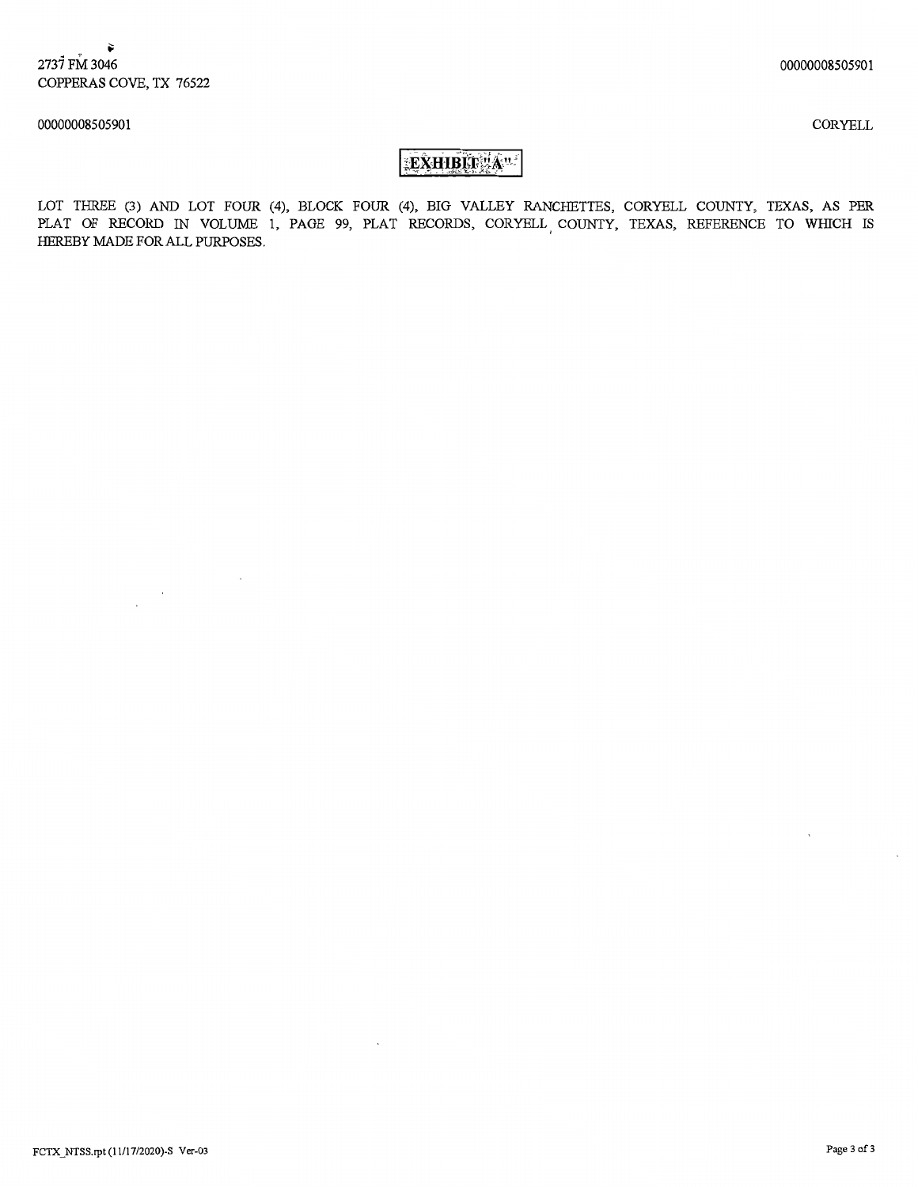2737 FM 3046
COPPERAS COVE, TX 76522

00000008505901

00000008505901

CORYELL

**EXHIBIT "A"**

LOT THREE (3) AND LOT FOUR (4), BLOCK FOUR (4), BIG VALLEY RANCHETTES, CORYELL COUNTY, TEXAS, AS PER PLAT OF RECORD IN VOLUME 1, PAGE 99, PLAT RECORDS, CORYELL COUNTY, TEXAS, REFERENCE TO WHICH IS HEREBY MADE FOR ALL PURPOSES.

FCTX_NTSS.rpt (11/17/2020)-S Ver-03